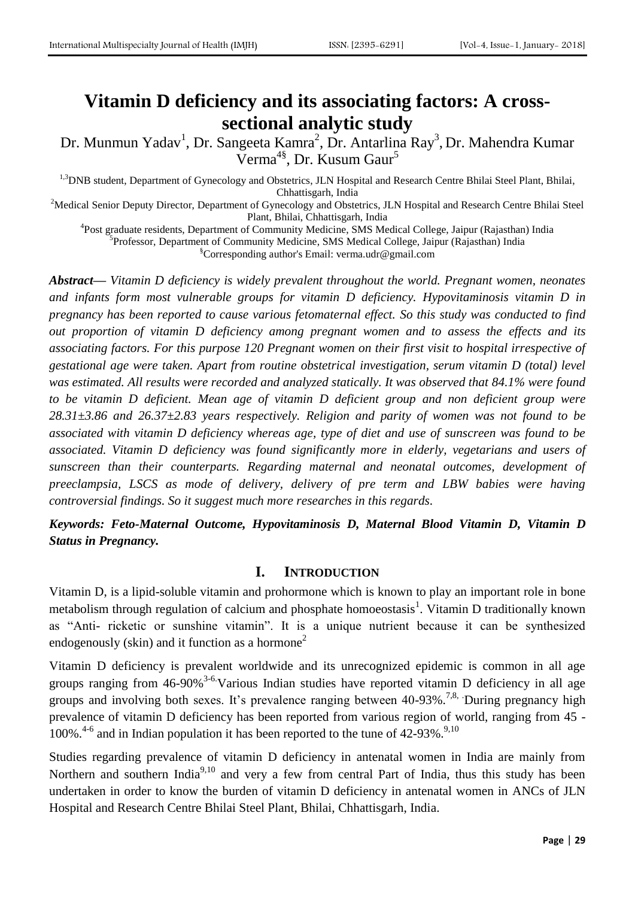# Vitamin D deficiency and its associating factors: A cross-sectional analytic study

Dr. Munmun Yadav[1], Dr. Sangeeta Kamra[2], Dr. Antarlina Ray[3], Dr. Mahendra Kumar Verma[4§], Dr. Kusum Gaur[5]

[1,3]DNB student, Department of Gynecology and Obstetrics, JLN Hospital and Research Centre Bhilai Steel Plant, Bhilai, Chhattisgarh, India

[2]Medical Senior Deputy Director, Department of Gynecology and Obstetrics, JLN Hospital and Research Centre Bhilai Steel Plant, Bhilai, Chhattisgarh, India

[4]Post graduate residents, Department of Community Medicine, SMS Medical College, Jaipur (Rajasthan) India

[5]Professor, Department of Community Medicine, SMS Medical College, Jaipur (Rajasthan) India

[§]Corresponding author's Email: verma.udr@gmail.com

***Abstract—*** *Vitamin D deficiency is widely prevalent throughout the world. Pregnant women, neonates and infants form most vulnerable groups for vitamin D deficiency. Hypovitaminosis vitamin D in pregnancy has been reported to cause various fetomaternal effect. So this study was conducted to find out proportion of vitamin D deficiency among pregnant women and to assess the effects and its associating factors. For this purpose 120 Pregnant women on their first visit to hospital irrespective of gestational age were taken. Apart from routine obstetrical investigation, serum vitamin D (total) level was estimated. All results were recorded and analyzed statically. It was observed that 84.1% were found to be vitamin D deficient. Mean age of vitamin D deficient group and non deficient group were 28.31±3.86 and 26.37±2.83 years respectively. Religion and parity of women was not found to be associated with vitamin D deficiency whereas age, type of diet and use of sunscreen was found to be associated. Vitamin D deficiency was found significantly more in elderly, vegetarians and users of sunscreen than their counterparts. Regarding maternal and neonatal outcomes, development of preeclampsia, LSCS as mode of delivery, delivery of pre term and LBW babies were having controversial findings. So it suggest much more researches in this regards.*

***Keywords: Feto-Maternal Outcome, Hypovitaminosis D, Maternal Blood Vitamin D, Vitamin D Status in Pregnancy.***

## I. INTRODUCTION

Vitamin D, is a lipid-soluble vitamin and prohormone which is known to play an important role in bone metabolism through regulation of calcium and phosphate homoeostasis[1]. Vitamin D traditionally known as "Anti- ricketic or sunshine vitamin". It is a unique nutrient because it can be synthesized endogenously (skin) and it function as a hormone[2]

Vitamin D deficiency is prevalent worldwide and its unrecognized epidemic is common in all age groups ranging from 46-90%[3-6].Various Indian studies have reported vitamin D deficiency in all age groups and involving both sexes. It's prevalence ranging between 40-93%.[7,8,] During pregnancy high prevalence of vitamin D deficiency has been reported from various region of world, ranging from 45 - 100%.[4-6] and in Indian population it has been reported to the tune of 42-93%.[9,10]

Studies regarding prevalence of vitamin D deficiency in antenatal women in India are mainly from Northern and southern India[9,10] and very a few from central Part of India, thus this study has been undertaken in order to know the burden of vitamin D deficiency in antenatal women in ANCs of JLN Hospital and Research Centre Bhilai Steel Plant, Bhilai, Chhattisgarh, India.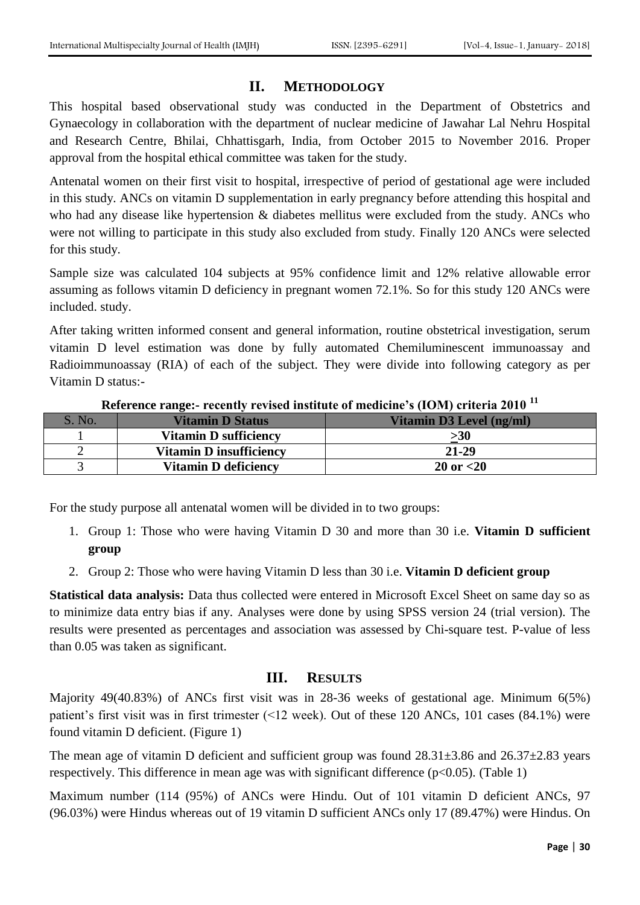## II. METHODOLOGY

This hospital based observational study was conducted in the Department of Obstetrics and Gynaecology in collaboration with the department of nuclear medicine of Jawahar Lal Nehru Hospital and Research Centre, Bhilai, Chhattisgarh, India, from October 2015 to November 2016. Proper approval from the hospital ethical committee was taken for the study.

Antenatal women on their first visit to hospital, irrespective of period of gestational age were included in this study. ANCs on vitamin D supplementation in early pregnancy before attending this hospital and who had any disease like hypertension & diabetes mellitus were excluded from the study. ANCs who were not willing to participate in this study also excluded from study. Finally 120 ANCs were selected for this study.

Sample size was calculated 104 subjects at 95% confidence limit and 12% relative allowable error assuming as follows vitamin D deficiency in pregnant women 72.1%. So for this study 120 ANCs were included. study.

After taking written informed consent and general information, routine obstetrical investigation, serum vitamin D level estimation was done by fully automated Chemiluminescent immunoassay and Radioimmunoassay (RIA) of each of the subject. They were divide into following category as per Vitamin D status:-

**Reference range:- recently revised institute of medicine's (IOM) criteria 2010 [11]**

| S. No. | Vitamin D Status | Vitamin D3 Level (ng/ml) |
|---|---|---|
| 1 | **Vitamin D sufficiency** | **≥30** |
| 2 | **Vitamin D insufficiency** | **21-29** |
| 3 | **Vitamin D deficiency** | **20 or <20** |

For the study purpose all antenatal women will be divided in to two groups:

1. Group 1: Those who were having Vitamin D 30 and more than 30 i.e. **Vitamin D sufficient group**
2. Group 2: Those who were having Vitamin D less than 30 i.e. **Vitamin D deficient group**

**Statistical data analysis:** Data thus collected were entered in Microsoft Excel Sheet on same day so as to minimize data entry bias if any. Analyses were done by using SPSS version 24 (trial version). The results were presented as percentages and association was assessed by Chi-square test. P-value of less than 0.05 was taken as significant.

## III. RESULTS

Majority 49(40.83%) of ANCs first visit was in 28-36 weeks of gestational age. Minimum 6(5%) patient's first visit was in first trimester (<12 week). Out of these 120 ANCs, 101 cases (84.1%) were found vitamin D deficient. (Figure 1)

The mean age of vitamin D deficient and sufficient group was found 28.31±3.86 and 26.37±2.83 years respectively. This difference in mean age was with significant difference ($p<0.05$). (Table 1)

Maximum number (114 (95%) of ANCs were Hindu. Out of 101 vitamin D deficient ANCs, 97 (96.03%) were Hindus whereas out of 19 vitamin D sufficient ANCs only 17 (89.47%) were Hindus. On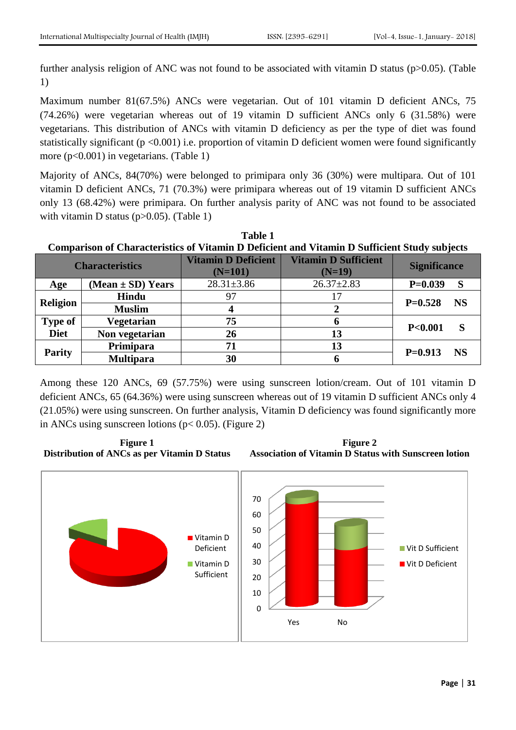further analysis religion of ANC was not found to be associated with vitamin D status (p>0.05). (Table 1)

Maximum number 81(67.5%) ANCs were vegetarian. Out of 101 vitamin D deficient ANCs, 75 (74.26%) were vegetarian whereas out of 19 vitamin D sufficient ANCs only 6 (31.58%) were vegetarians. This distribution of ANCs with vitamin D deficiency as per the type of diet was found statistically significant (p <0.001) i.e. proportion of vitamin D deficient women were found significantly more (p<0.001) in vegetarians. (Table 1)

Majority of ANCs, 84(70%) were belonged to primipara only 36 (30%) were multipara. Out of 101 vitamin D deficient ANCs, 71 (70.3%) were primipara whereas out of 19 vitamin D sufficient ANCs only 13 (68.42%) were primipara. On further analysis parity of ANC was not found to be associated with vitamin D status (p>0.05). (Table 1)

**Table 1**
**Comparison of Characteristics of Vitamin D Deficient and Vitamin D Sufficient Study subjects**

| Characteristics | | Vitamin D Deficient (N=101) | Vitamin D Sufficient (N=19) | Significance |
|---|---|---|---|---|
| **Age** | **(Mean ± SD) Years** | 28.31±3.86 | 26.37±2.83 | **P=0.039 S** |
| **Religion** | **Hindu** | 97 | 17 | **P=0.528 NS** |
| | **Muslim** | **4** | **2** | |
| **Type of Diet** | **Vegetarian** | **75** | **6** | **P<0.001 S** |
| | **Non vegetarian** | **26** | **13** | |
| **Parity** | **Primipara** | **71** | **13** | **P=0.913 NS** |
| | **Multipara** | **30** | **6** | |

Among these 120 ANCs, 69 (57.75%) were using sunscreen lotion/cream. Out of 101 vitamin D deficient ANCs, 65 (64.36%) were using sunscreen whereas out of 19 vitamin D sufficient ANCs only 4 (21.05%) were using sunscreen. On further analysis, Vitamin D deficiency was found significantly more in ANCs using sunscreen lotions (p< 0.05). (Figure 2)

**Figure 1**
**Distribution of ANCs as per Vitamin D Status**

**Figure 2**
**Association of Vitamin D Status with Sunscreen lotion**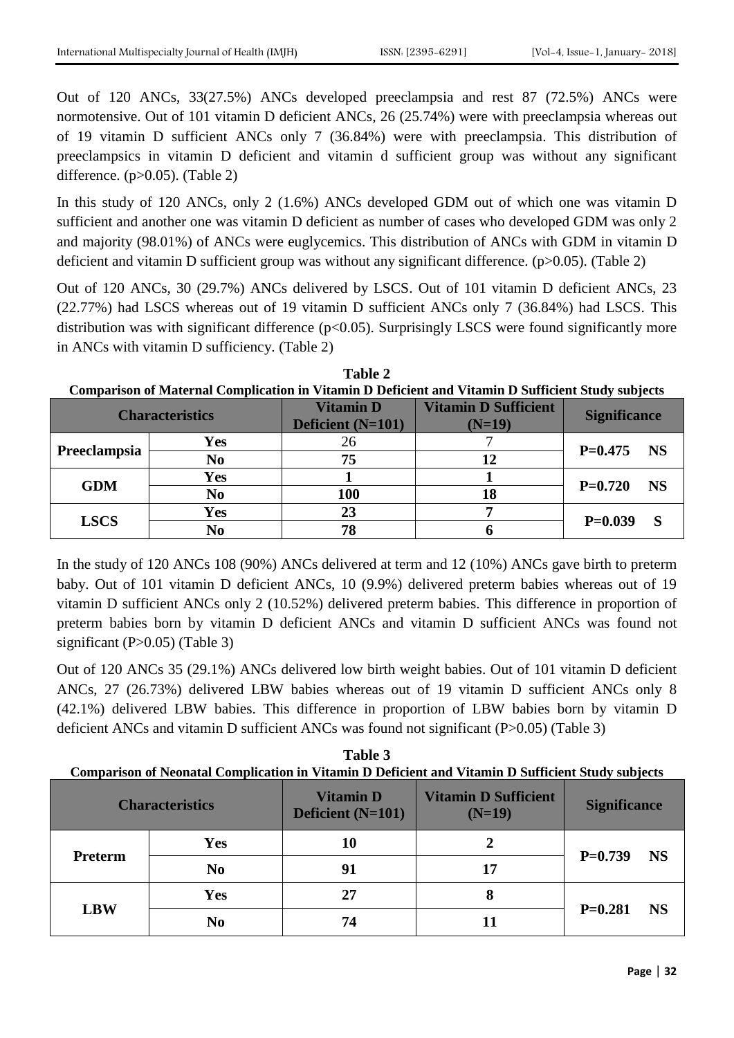Out of 120 ANCs, 33(27.5%) ANCs developed preeclampsia and rest 87 (72.5%) ANCs were normotensive. Out of 101 vitamin D deficient ANCs, 26 (25.74%) were with preeclampsia whereas out of 19 vitamin D sufficient ANCs only 7 (36.84%) were with preeclampsia. This distribution of preeclampsics in vitamin D deficient and vitamin d sufficient group was without any significant difference. ($p>0.05$). (Table 2)

In this study of 120 ANCs, only 2 (1.6%) ANCs developed GDM out of which one was vitamin D sufficient and another one was vitamin D deficient as number of cases who developed GDM was only 2 and majority (98.01%) of ANCs were euglycemics. This distribution of ANCs with GDM in vitamin D deficient and vitamin D sufficient group was without any significant difference. ($p>0.05$). (Table 2)

Out of 120 ANCs, 30 (29.7%) ANCs delivered by LSCS. Out of 101 vitamin D deficient ANCs, 23 (22.77%) had LSCS whereas out of 19 vitamin D sufficient ANCs only 7 (36.84%) had LSCS. This distribution was with significant difference ($p<0.05$). Surprisingly LSCS were found significantly more in ANCs with vitamin D sufficiency. (Table 2)

**Table 2**
**Comparison of Maternal Complication in Vitamin D Deficient and Vitamin D Sufficient Study subjects**

| Characteristics | | Vitamin D Deficient (N=101) | Vitamin D Sufficient (N=19) | Significance |
|---|---|---|---|---|
| **Preeclampsia** | **Yes** | 26 | 7 | **P=0.475 NS** |
| | **No** | **75** | **12** | |
| **GDM** | **Yes** | **1** | **1** | **P=0.720 NS** |
| | **No** | **100** | **18** | |
| **LSCS** | **Yes** | **23** | **7** | **P=0.039 S** |
| | **No** | **78** | **6** | |

In the study of 120 ANCs 108 (90%) ANCs delivered at term and 12 (10%) ANCs gave birth to preterm baby. Out of 101 vitamin D deficient ANCs, 10 (9.9%) delivered preterm babies whereas out of 19 vitamin D sufficient ANCs only 2 (10.52%) delivered preterm babies. This difference in proportion of preterm babies born by vitamin D deficient ANCs and vitamin D sufficient ANCs was found not significant ($P>0.05$) (Table 3)

Out of 120 ANCs 35 (29.1%) ANCs delivered low birth weight babies. Out of 101 vitamin D deficient ANCs, 27 (26.73%) delivered LBW babies whereas out of 19 vitamin D sufficient ANCs only 8 (42.1%) delivered LBW babies. This difference in proportion of LBW babies born by vitamin D deficient ANCs and vitamin D sufficient ANCs was found not significant ($P>0.05$) (Table 3)

**Table 3**
**Comparison of Neonatal Complication in Vitamin D Deficient and Vitamin D Sufficient Study subjects**

| Characteristics | | Vitamin D Deficient (N=101) | Vitamin D Sufficient (N=19) | Significance |
|---|---|---|---|---|
| **Preterm** | **Yes** | **10** | **2** | **P=0.739 NS** |
| | **No** | **91** | **17** | |
| **LBW** | **Yes** | **27** | **8** | **P=0.281 NS** |
| | **No** | **74** | **11** | |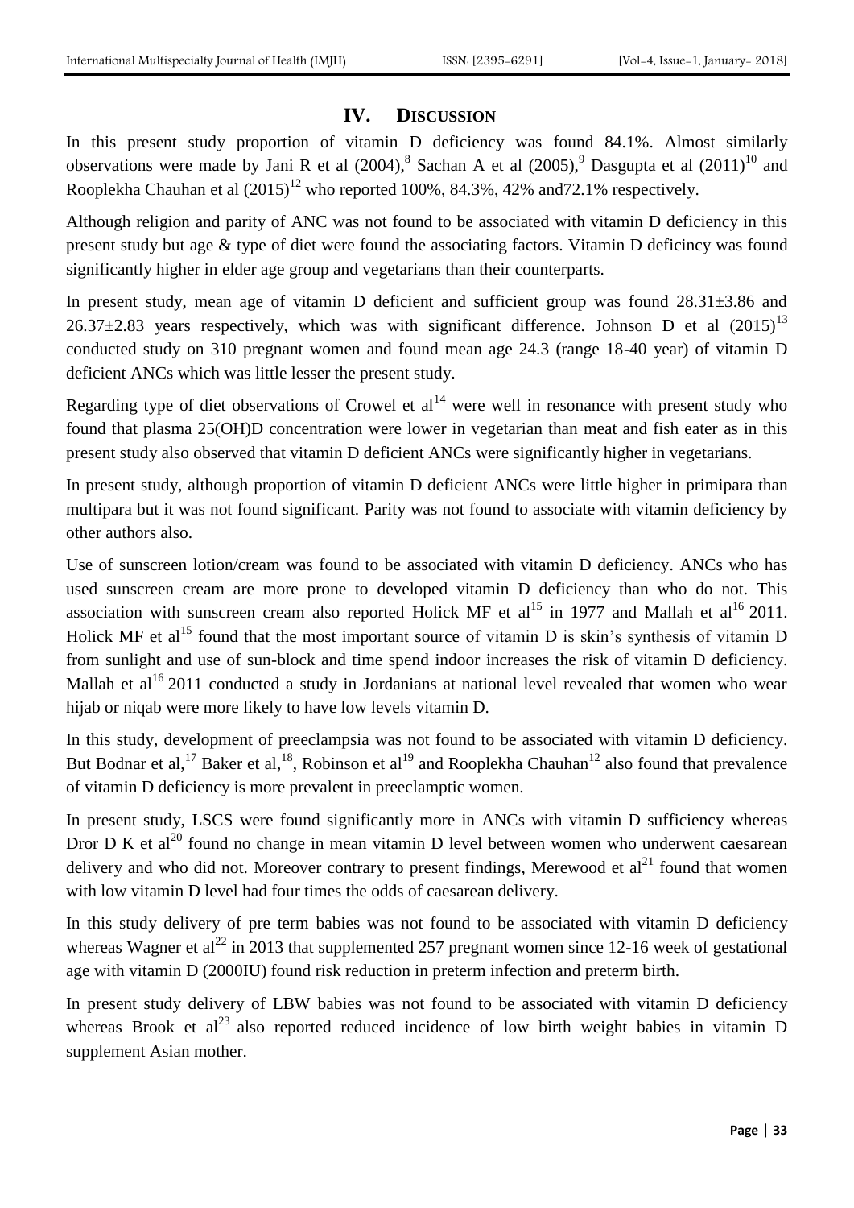## IV. Discussion

In this present study proportion of vitamin D deficiency was found 84.1%. Almost similarly observations were made by Jani R et al (2004),[8] Sachan A et al (2005),[9] Dasgupta et al (2011)[10] and Rooplekha Chauhan et al (2015)[12] who reported 100%, 84.3%, 42% and72.1% respectively.

Although religion and parity of ANC was not found to be associated with vitamin D deficiency in this present study but age & type of diet were found the associating factors. Vitamin D deficincy was found significantly higher in elder age group and vegetarians than their counterparts.

In present study, mean age of vitamin D deficient and sufficient group was found $28.31 \pm 3.86$ and $26.37 \pm 2.83$ years respectively, which was with significant difference. Johnson D et al (2015)[13] conducted study on 310 pregnant women and found mean age 24.3 (range 18-40 year) of vitamin D deficient ANCs which was little lesser the present study.

Regarding type of diet observations of Crowel et al[14] were well in resonance with present study who found that plasma 25(OH)D concentration were lower in vegetarian than meat and fish eater as in this present study also observed that vitamin D deficient ANCs were significantly higher in vegetarians.

In present study, although proportion of vitamin D deficient ANCs were little higher in primipara than multipara but it was not found significant. Parity was not found to associate with vitamin deficiency by other authors also.

Use of sunscreen lotion/cream was found to be associated with vitamin D deficiency. ANCs who has used sunscreen cream are more prone to developed vitamin D deficiency than who do not. This association with sunscreen cream also reported Holick MF et al[15] in 1977 and Mallah et al[16] 2011. Holick MF et al[15] found that the most important source of vitamin D is skin's synthesis of vitamin D from sunlight and use of sun-block and time spend indoor increases the risk of vitamin D deficiency. Mallah et al[16] 2011 conducted a study in Jordanians at national level revealed that women who wear hijab or niqab were more likely to have low levels vitamin D.

In this study, development of preeclampsia was not found to be associated with vitamin D deficiency. But Bodnar et al,[17] Baker et al,[18], Robinson et al[19] and Rooplekha Chauhan[12] also found that prevalence of vitamin D deficiency is more prevalent in preeclamptic women.

In present study, LSCS were found significantly more in ANCs with vitamin D sufficiency whereas Dror D K et al[20] found no change in mean vitamin D level between women who underwent caesarean delivery and who did not. Moreover contrary to present findings, Merewood et al[21] found that women with low vitamin D level had four times the odds of caesarean delivery.

In this study delivery of pre term babies was not found to be associated with vitamin D deficiency whereas Wagner et al[22] in 2013 that supplemented 257 pregnant women since 12-16 week of gestational age with vitamin D (2000IU) found risk reduction in preterm infection and preterm birth.

In present study delivery of LBW babies was not found to be associated with vitamin D deficiency whereas Brook et al[23] also reported reduced incidence of low birth weight babies in vitamin D supplement Asian mother.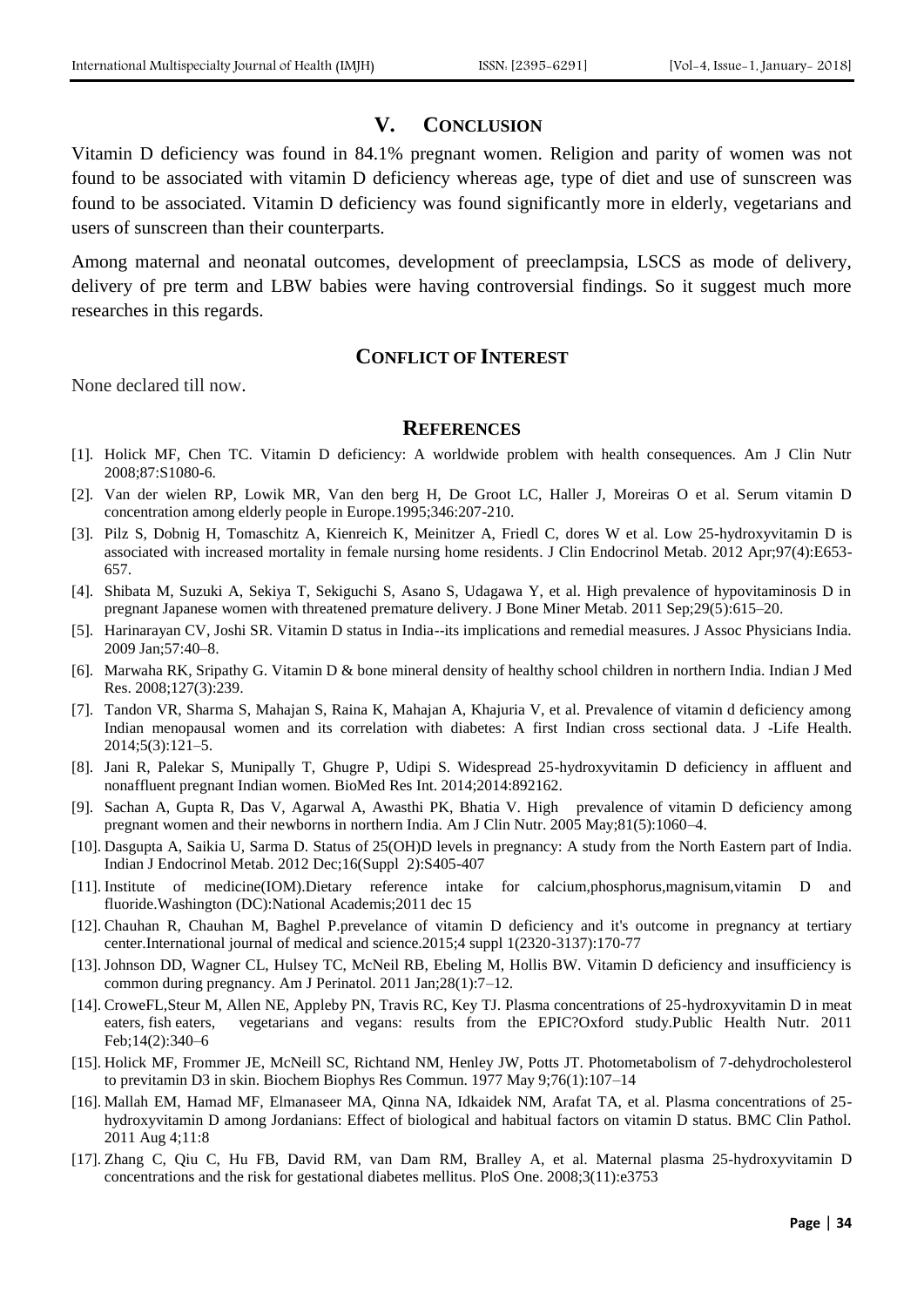## V. Conclusion

Vitamin D deficiency was found in 84.1% pregnant women. Religion and parity of women was not found to be associated with vitamin D deficiency whereas age, type of diet and use of sunscreen was found to be associated. Vitamin D deficiency was found significantly more in elderly, vegetarians and users of sunscreen than their counterparts.

Among maternal and neonatal outcomes, development of preeclampsia, LSCS as mode of delivery, delivery of pre term and LBW babies were having controversial findings. So it suggest much more researches in this regards.

## Conflict of Interest

None declared till now.

## References

[1]. Holick MF, Chen TC. Vitamin D deficiency: A worldwide problem with health consequences. Am J Clin Nutr 2008;87:S1080-6.

[2]. Van der wielen RP, Lowik MR, Van den berg H, De Groot LC, Haller J, Moreiras O et al. Serum vitamin D concentration among elderly people in Europe.1995;346:207-210.

[3]. Pilz S, Dobnig H, Tomaschitz A, Kienreich K, Meinitzer A, Friedl C, dores W et al. Low 25-hydroxyvitamin D is associated with increased mortality in female nursing home residents. J Clin Endocrinol Metab. 2012 Apr;97(4):E653-657.

[4]. Shibata M, Suzuki A, Sekiya T, Sekiguchi S, Asano S, Udagawa Y, et al. High prevalence of hypovitaminosis D in pregnant Japanese women with threatened premature delivery. J Bone Miner Metab. 2011 Sep;29(5):615–20.

[5]. Harinarayan CV, Joshi SR. Vitamin D status in India--its implications and remedial measures. J Assoc Physicians India. 2009 Jan;57:40–8.

[6]. Marwaha RK, Sripathy G. Vitamin D & bone mineral density of healthy school children in northern India. Indian J Med Res. 2008;127(3):239.

[7]. Tandon VR, Sharma S, Mahajan S, Raina K, Mahajan A, Khajuria V, et al. Prevalence of vitamin d deficiency among Indian menopausal women and its correlation with diabetes: A first Indian cross sectional data. J -Life Health. 2014;5(3):121–5.

[8]. Jani R, Palekar S, Munipally T, Ghugre P, Udipi S. Widespread 25-hydroxyvitamin D deficiency in affluent and nonaffluent pregnant Indian women. BioMed Res Int. 2014;2014:892162.

[9]. Sachan A, Gupta R, Das V, Agarwal A, Awasthi PK, Bhatia V. High prevalence of vitamin D deficiency among pregnant women and their newborns in northern India. Am J Clin Nutr. 2005 May;81(5):1060–4.

[10]. Dasgupta A, Saikia U, Sarma D. Status of 25(OH)D levels in pregnancy: A study from the North Eastern part of India. Indian J Endocrinol Metab. 2012 Dec;16(Suppl 2):S405-407

[11]. Institute of medicine(IOM).Dietary reference intake for calcium,phosphorus,magnisum,vitamin D and fluoride.Washington (DC):National Academis;2011 dec 15

[12]. Chauhan R, Chauhan M, Baghel P.prevelance of vitamin D deficiency and it's outcome in pregnancy at tertiary center.International journal of medical and science.2015;4 suppl 1(2320-3137):170-77

[13]. Johnson DD, Wagner CL, Hulsey TC, McNeil RB, Ebeling M, Hollis BW. Vitamin D deficiency and insufficiency is common during pregnancy. Am J Perinatol. 2011 Jan;28(1):7–12.

[14]. CroweFL,Steur M, Allen NE, Appleby PN, Travis RC, Key TJ. Plasma concentrations of 25-hydroxyvitamin D in meat eaters, fish eaters, vegetarians and vegans: results from the EPIC?Oxford study.Public Health Nutr. 2011 Feb;14(2):340–6

[15]. Holick MF, Frommer JE, McNeill SC, Richtand NM, Henley JW, Potts JT. Photometabolism of 7-dehydrocholesterol to previtamin D3 in skin. Biochem Biophys Res Commun. 1977 May 9;76(1):107–14

[16]. Mallah EM, Hamad MF, Elmanaseer MA, Qinna NA, Idkaidek NM, Arafat TA, et al. Plasma concentrations of 25-hydroxyvitamin D among Jordanians: Effect of biological and habitual factors on vitamin D status. BMC Clin Pathol. 2011 Aug 4;11:8

[17]. Zhang C, Qiu C, Hu FB, David RM, van Dam RM, Bralley A, et al. Maternal plasma 25-hydroxyvitamin D concentrations and the risk for gestational diabetes mellitus. PloS One. 2008;3(11):e3753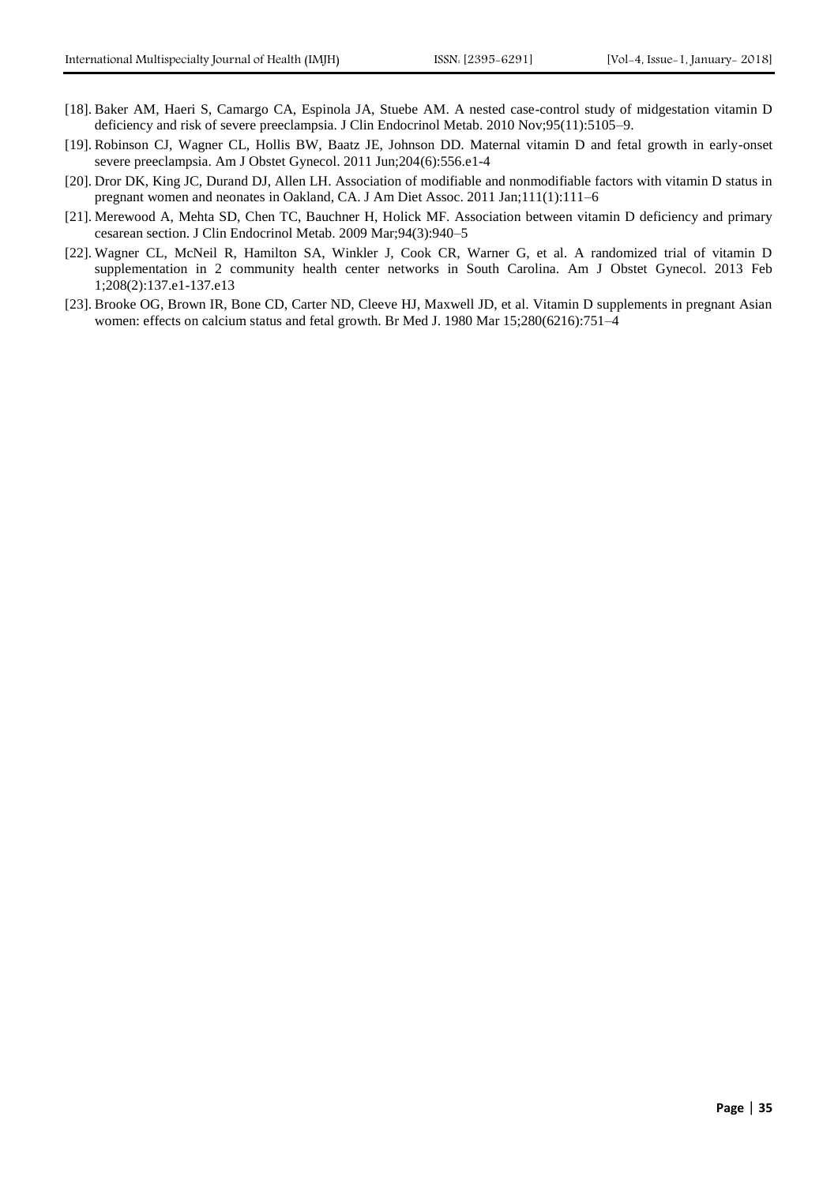[18]. Baker AM, Haeri S, Camargo CA, Espinola JA, Stuebe AM. A nested case-control study of midgestation vitamin D deficiency and risk of severe preeclampsia. J Clin Endocrinol Metab. 2010 Nov;95(11):5105–9.

[19]. Robinson CJ, Wagner CL, Hollis BW, Baatz JE, Johnson DD. Maternal vitamin D and fetal growth in early-onset severe preeclampsia. Am J Obstet Gynecol. 2011 Jun;204(6):556.e1-4

[20]. Dror DK, King JC, Durand DJ, Allen LH. Association of modifiable and nonmodifiable factors with vitamin D status in pregnant women and neonates in Oakland, CA. J Am Diet Assoc. 2011 Jan;111(1):111–6

[21]. Merewood A, Mehta SD, Chen TC, Bauchner H, Holick MF. Association between vitamin D deficiency and primary cesarean section. J Clin Endocrinol Metab. 2009 Mar;94(3):940–5

[22]. Wagner CL, McNeil R, Hamilton SA, Winkler J, Cook CR, Warner G, et al. A randomized trial of vitamin D supplementation in 2 community health center networks in South Carolina. Am J Obstet Gynecol. 2013 Feb 1;208(2):137.e1-137.e13

[23]. Brooke OG, Brown IR, Bone CD, Carter ND, Cleeve HJ, Maxwell JD, et al. Vitamin D supplements in pregnant Asian women: effects on calcium status and fetal growth. Br Med J. 1980 Mar 15;280(6216):751–4